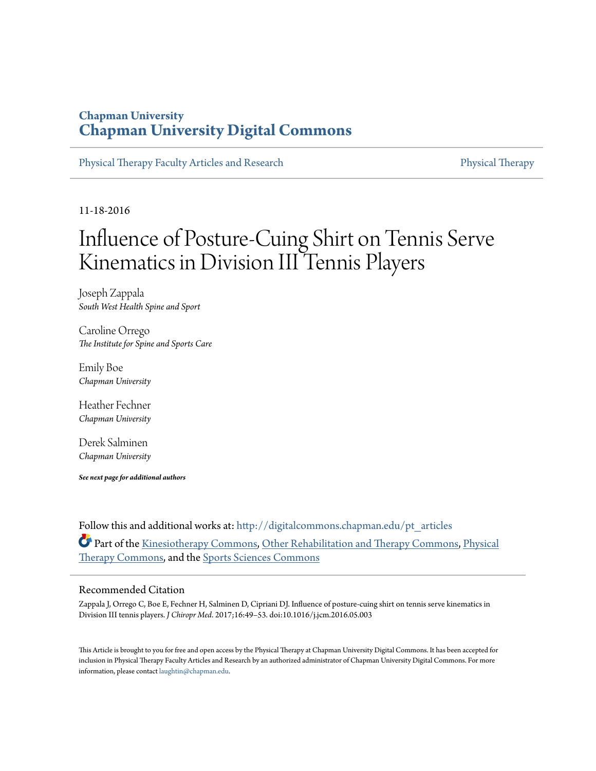Chapman University

# Chapman University Digital Commons

Physical Therapy Faculty Articles and Research | Physical Therapy

11-18-2016

# Influence of Posture-Cuing Shirt on Tennis Serve Kinematics in Division III Tennis Players

Joseph Zappala
*South West Health Spine and Sport*

Caroline Orrego
*The Institute for Spine and Sports Care*

Emily Boe
*Chapman University*

Heather Fechner
*Chapman University*

Derek Salminen
*Chapman University*

***See next page for additional authors***

Follow this and additional works at: http://digitalcommons.chapman.edu/pt_articles

Part of the Kinesiotherapy Commons, Other Rehabilitation and Therapy Commons, Physical Therapy Commons, and the Sports Sciences Commons

## Recommended Citation

Zappala J, Orrego C, Boe E, Fechner H, Salminen D, Cipriani DJ. Influence of posture-cuing shirt on tennis serve kinematics in Division III tennis players. *J Chiropr Med*. 2017;16:49–53. doi:10.1016/j.jcm.2016.05.003

This Article is brought to you for free and open access by the Physical Therapy at Chapman University Digital Commons. It has been accepted for inclusion in Physical Therapy Faculty Articles and Research by an authorized administrator of Chapman University Digital Commons. For more information, please contact laughtin@chapman.edu.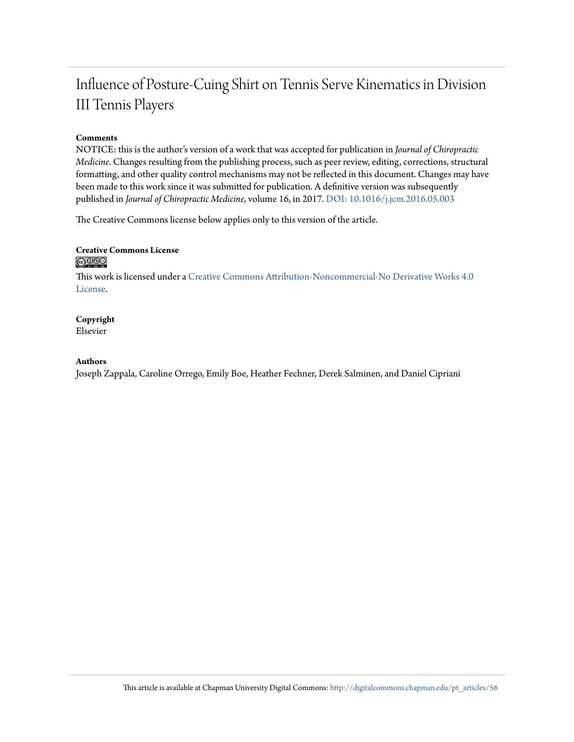# Influence of Posture-Cuing Shirt on Tennis Serve Kinematics in Division III Tennis Players

**Comments**

NOTICE: this is the author's version of a work that was accepted for publication in *Journal of Chiropractic Medicine*. Changes resulting from the publishing process, such as peer review, editing, corrections, structural formatting, and other quality control mechanisms may not be reflected in this document. Changes may have been made to this work since it was submitted for publication. A definitive version was subsequently published in *Journal of Chiropractic Medicine*, volume 16, in 2017. DOI: 10.1016/j.jcm.2016.05.003

The Creative Commons license below applies only to this version of the article.

**Creative Commons License**

This work is licensed under a Creative Commons Attribution-Noncommercial-No Derivative Works 4.0 License.

**Copyright**

Elsevier

**Authors**

Joseph Zappala, Caroline Orrego, Emily Boe, Heather Fechner, Derek Salminen, and Daniel Cipriani

This article is available at Chapman University Digital Commons: http://digitalcommons.chapman.edu/pt_articles/56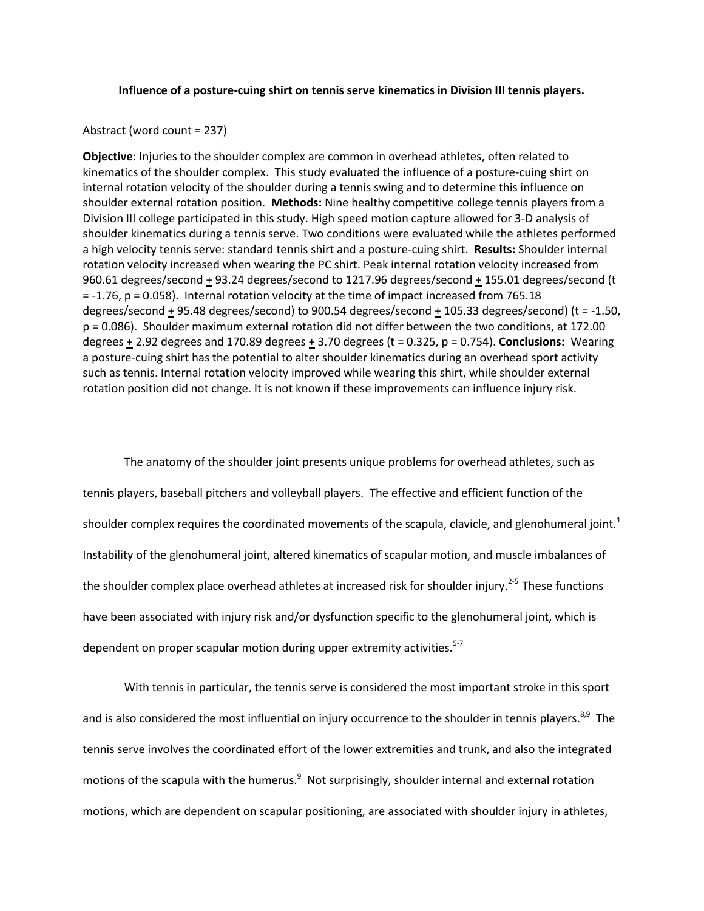**Influence of a posture-cuing shirt on tennis serve kinematics in Division III tennis players.**

Abstract (word count = 237)

**Objective**: Injuries to the shoulder complex are common in overhead athletes, often related to kinematics of the shoulder complex. This study evaluated the influence of a posture-cuing shirt on internal rotation velocity of the shoulder during a tennis swing and to determine this influence on shoulder external rotation position. **Methods:** Nine healthy competitive college tennis players from a Division III college participated in this study. High speed motion capture allowed for 3-D analysis of shoulder kinematics during a tennis serve. Two conditions were evaluated while the athletes performed a high velocity tennis serve: standard tennis shirt and a posture-cuing shirt. **Results:** Shoulder internal rotation velocity increased when wearing the PC shirt. Peak internal rotation velocity increased from 960.61 degrees/second $\pm$ 93.24 degrees/second to 1217.96 degrees/second $\pm$ 155.01 degrees/second ($t = -1.76$, $p = 0.058$). Internal rotation velocity at the time of impact increased from 765.18 degrees/second $\pm$ 95.48 degrees/second) to 900.54 degrees/second $\pm$ 105.33 degrees/second) ($t = -1.50$, $p = 0.086$). Shoulder maximum external rotation did not differ between the two conditions, at 172.00 degrees $\pm$ 2.92 degrees and 170.89 degrees $\pm$ 3.70 degrees ($t = 0.325$, $p = 0.754$). **Conclusions:** Wearing a posture-cuing shirt has the potential to alter shoulder kinematics during an overhead sport activity such as tennis. Internal rotation velocity improved while wearing this shirt, while shoulder external rotation position did not change. It is not known if these improvements can influence injury risk.

The anatomy of the shoulder joint presents unique problems for overhead athletes, such as tennis players, baseball pitchers and volleyball players. The effective and efficient function of the shoulder complex requires the coordinated movements of the scapula, clavicle, and glenohumeral joint.[1] Instability of the glenohumeral joint, altered kinematics of scapular motion, and muscle imbalances of the shoulder complex place overhead athletes at increased risk for shoulder injury.[2-5] These functions have been associated with injury risk and/or dysfunction specific to the glenohumeral joint, which is dependent on proper scapular motion during upper extremity activities.[5-7]

With tennis in particular, the tennis serve is considered the most important stroke in this sport and is also considered the most influential on injury occurrence to the shoulder in tennis players.[8,9] The tennis serve involves the coordinated effort of the lower extremities and trunk, and also the integrated motions of the scapula with the humerus.[9] Not surprisingly, shoulder internal and external rotation motions, which are dependent on scapular positioning, are associated with shoulder injury in athletes,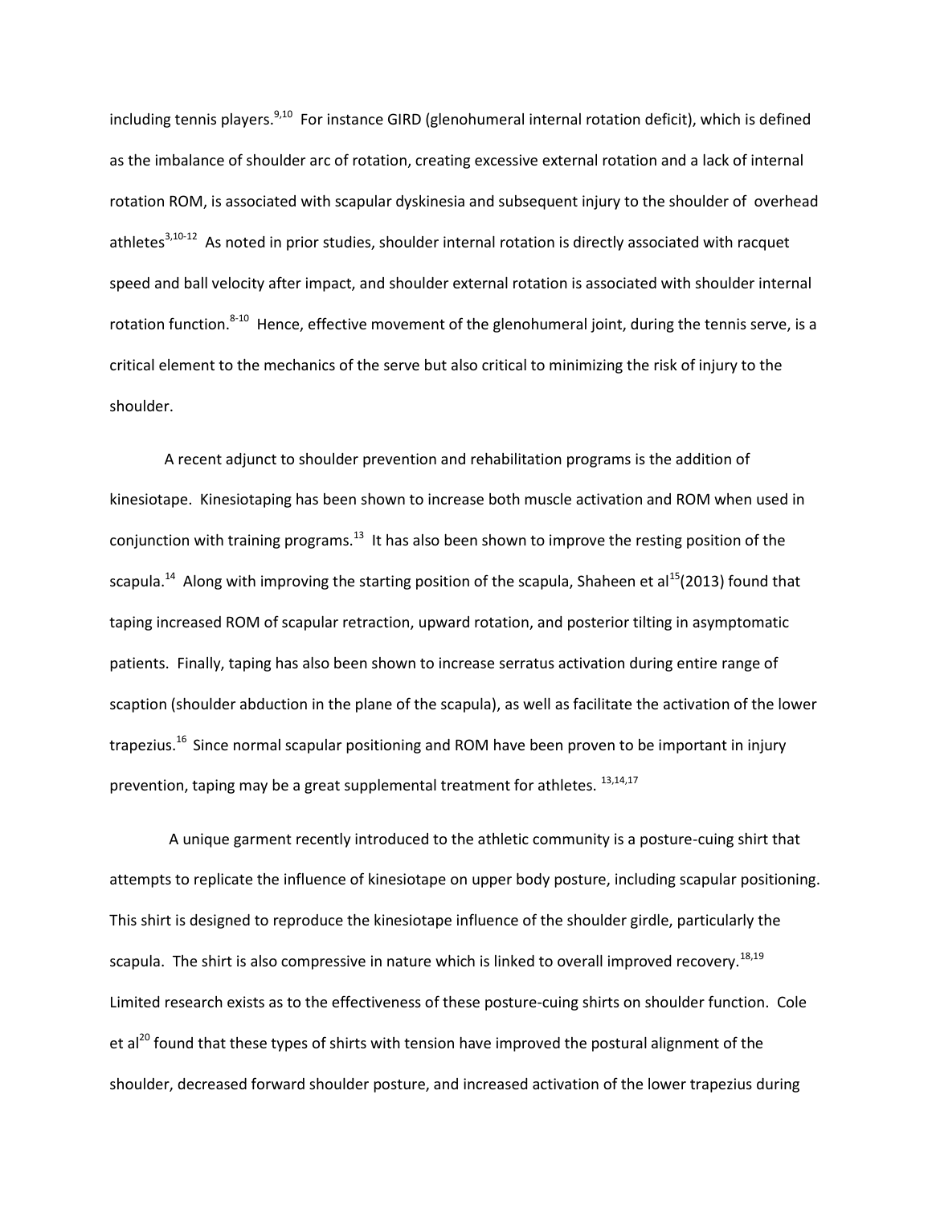including tennis players.[9,10] For instance GIRD (glenohumeral internal rotation deficit), which is defined as the imbalance of shoulder arc of rotation, creating excessive external rotation and a lack of internal rotation ROM, is associated with scapular dyskinesia and subsequent injury to the shoulder of overhead athletes[3,10-12] As noted in prior studies, shoulder internal rotation is directly associated with racquet speed and ball velocity after impact, and shoulder external rotation is associated with shoulder internal rotation function.[8-10] Hence, effective movement of the glenohumeral joint, during the tennis serve, is a critical element to the mechanics of the serve but also critical to minimizing the risk of injury to the shoulder.

A recent adjunct to shoulder prevention and rehabilitation programs is the addition of kinesiotape. Kinesiotaping has been shown to increase both muscle activation and ROM when used in conjunction with training programs.[13] It has also been shown to improve the resting position of the scapula.[14] Along with improving the starting position of the scapula, Shaheen et al[15](2013) found that taping increased ROM of scapular retraction, upward rotation, and posterior tilting in asymptomatic patients. Finally, taping has also been shown to increase serratus activation during entire range of scaption (shoulder abduction in the plane of the scapula), as well as facilitate the activation of the lower trapezius.[16] Since normal scapular positioning and ROM have been proven to be important in injury prevention, taping may be a great supplemental treatment for athletes. [13,14,17]

A unique garment recently introduced to the athletic community is a posture-cuing shirt that attempts to replicate the influence of kinesiotape on upper body posture, including scapular positioning. This shirt is designed to reproduce the kinesiotape influence of the shoulder girdle, particularly the scapula. The shirt is also compressive in nature which is linked to overall improved recovery.[18,19] Limited research exists as to the effectiveness of these posture-cuing shirts on shoulder function. Cole et al[20] found that these types of shirts with tension have improved the postural alignment of the shoulder, decreased forward shoulder posture, and increased activation of the lower trapezius during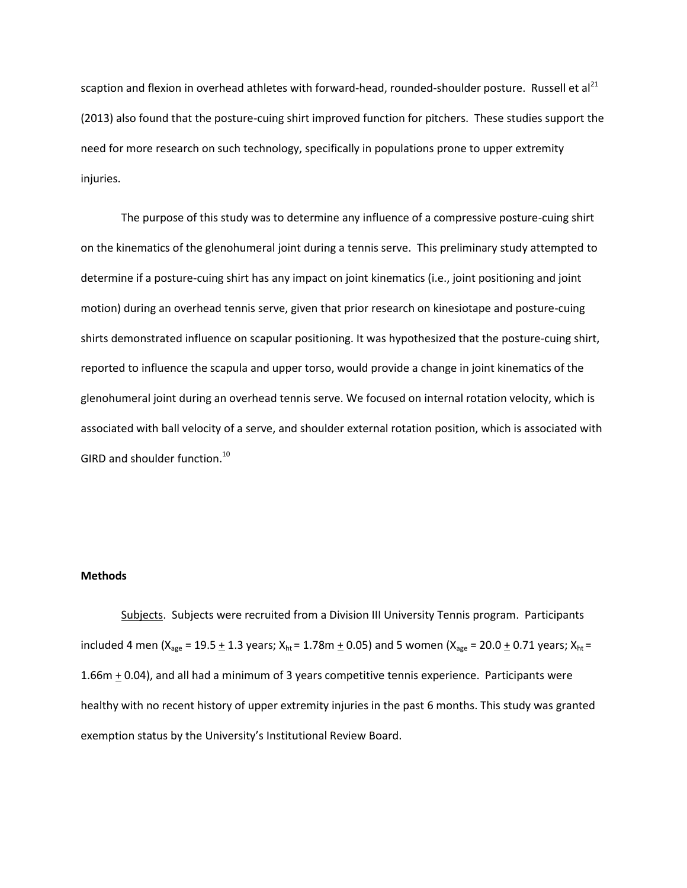scaption and flexion in overhead athletes with forward-head, rounded-shoulder posture. Russell et al[21] (2013) also found that the posture-cuing shirt improved function for pitchers. These studies support the need for more research on such technology, specifically in populations prone to upper extremity injuries.

The purpose of this study was to determine any influence of a compressive posture-cuing shirt on the kinematics of the glenohumeral joint during a tennis serve. This preliminary study attempted to determine if a posture-cuing shirt has any impact on joint kinematics (i.e., joint positioning and joint motion) during an overhead tennis serve, given that prior research on kinesiotape and posture-cuing shirts demonstrated influence on scapular positioning. It was hypothesized that the posture-cuing shirt, reported to influence the scapula and upper torso, would provide a change in joint kinematics of the glenohumeral joint during an overhead tennis serve. We focused on internal rotation velocity, which is associated with ball velocity of a serve, and shoulder external rotation position, which is associated with GIRD and shoulder function.[10]

**Methods**

Subjects. Subjects were recruited from a Division III University Tennis program. Participants included 4 men ($X_{age}$ = 19.5 $\pm$ 1.3 years; $X_{ht}$ = 1.78m $\pm$ 0.05) and 5 women ($X_{age}$ = 20.0 $\pm$ 0.71 years; $X_{ht}$ = 1.66m $\pm$ 0.04), and all had a minimum of 3 years competitive tennis experience. Participants were healthy with no recent history of upper extremity injuries in the past 6 months. This study was granted exemption status by the University's Institutional Review Board.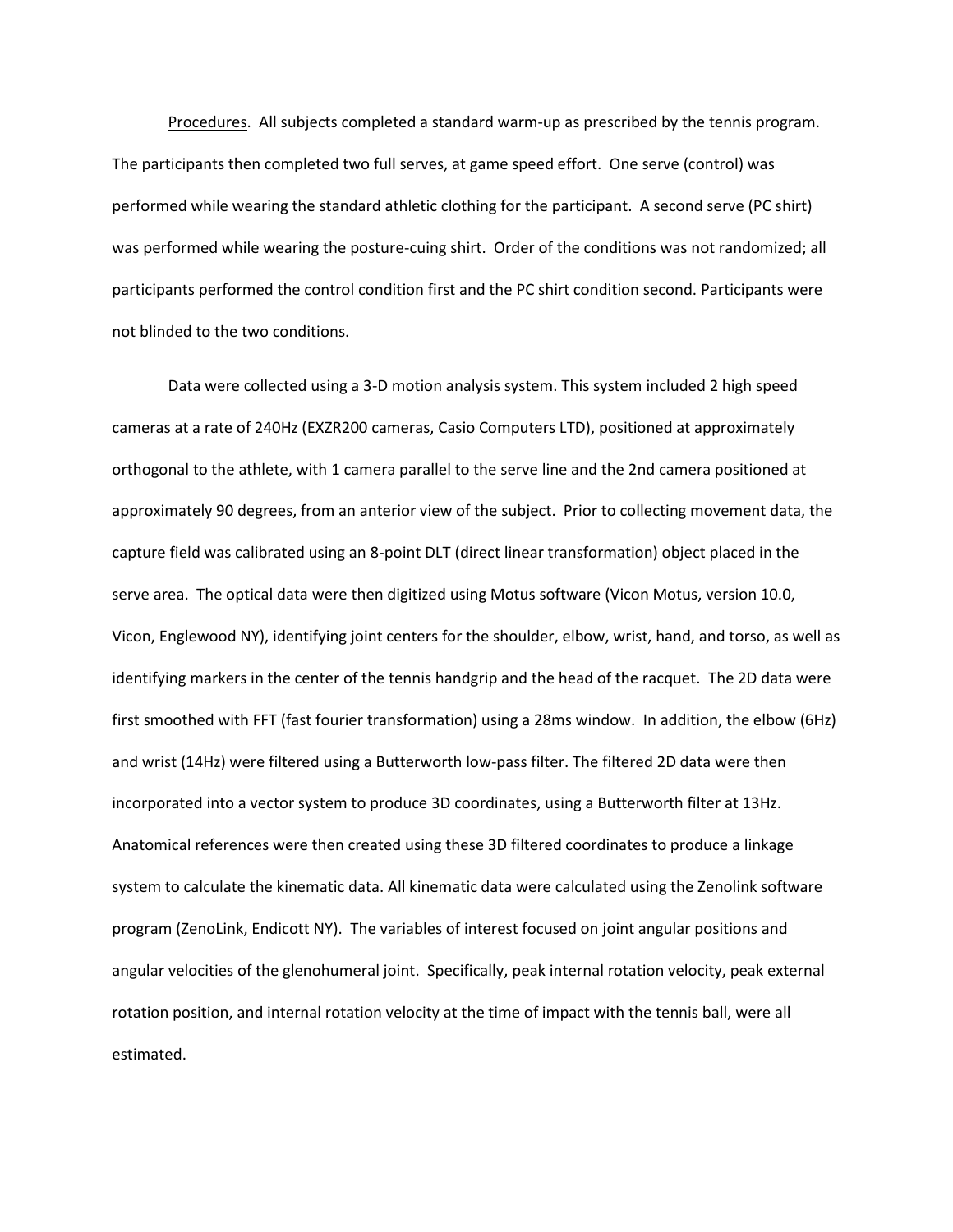Procedures. All subjects completed a standard warm-up as prescribed by the tennis program. The participants then completed two full serves, at game speed effort. One serve (control) was performed while wearing the standard athletic clothing for the participant. A second serve (PC shirt) was performed while wearing the posture-cuing shirt. Order of the conditions was not randomized; all participants performed the control condition first and the PC shirt condition second. Participants were not blinded to the two conditions.

Data were collected using a 3-D motion analysis system. This system included 2 high speed cameras at a rate of 240Hz (EXZR200 cameras, Casio Computers LTD), positioned at approximately orthogonal to the athlete, with 1 camera parallel to the serve line and the 2nd camera positioned at approximately 90 degrees, from an anterior view of the subject. Prior to collecting movement data, the capture field was calibrated using an 8-point DLT (direct linear transformation) object placed in the serve area. The optical data were then digitized using Motus software (Vicon Motus, version 10.0, Vicon, Englewood NY), identifying joint centers for the shoulder, elbow, wrist, hand, and torso, as well as identifying markers in the center of the tennis handgrip and the head of the racquet. The 2D data were first smoothed with FFT (fast fourier transformation) using a 28ms window. In addition, the elbow (6Hz) and wrist (14Hz) were filtered using a Butterworth low-pass filter. The filtered 2D data were then incorporated into a vector system to produce 3D coordinates, using a Butterworth filter at 13Hz. Anatomical references were then created using these 3D filtered coordinates to produce a linkage system to calculate the kinematic data. All kinematic data were calculated using the Zenolink software program (ZenoLink, Endicott NY). The variables of interest focused on joint angular positions and angular velocities of the glenohumeral joint. Specifically, peak internal rotation velocity, peak external rotation position, and internal rotation velocity at the time of impact with the tennis ball, were all estimated.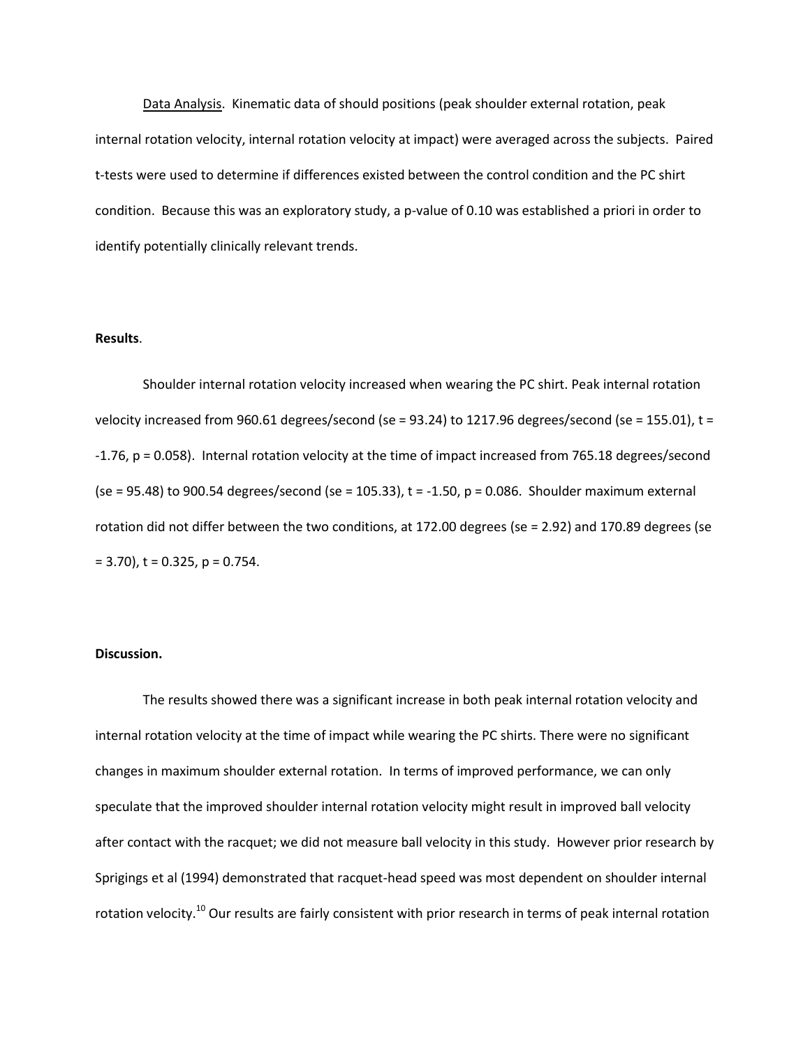Data Analysis. Kinematic data of should positions (peak shoulder external rotation, peak internal rotation velocity, internal rotation velocity at impact) were averaged across the subjects. Paired t-tests were used to determine if differences existed between the control condition and the PC shirt condition. Because this was an exploratory study, a p-value of 0.10 was established a priori in order to identify potentially clinically relevant trends.

**Results**.

Shoulder internal rotation velocity increased when wearing the PC shirt. Peak internal rotation velocity increased from 960.61 degrees/second (se = 93.24) to 1217.96 degrees/second (se = 155.01), $t = -1.76$, $p = 0.058$). Internal rotation velocity at the time of impact increased from 765.18 degrees/second (se = 95.48) to 900.54 degrees/second (se = 105.33), $t = -1.50$, $p = 0.086$. Shoulder maximum external rotation did not differ between the two conditions, at 172.00 degrees (se = 2.92) and 170.89 degrees (se = 3.70), $t = 0.325$, $p = 0.754$.

**Discussion.**

The results showed there was a significant increase in both peak internal rotation velocity and internal rotation velocity at the time of impact while wearing the PC shirts. There were no significant changes in maximum shoulder external rotation. In terms of improved performance, we can only speculate that the improved shoulder internal rotation velocity might result in improved ball velocity after contact with the racquet; we did not measure ball velocity in this study. However prior research by Sprigings et al (1994) demonstrated that racquet-head speed was most dependent on shoulder internal rotation velocity.[10] Our results are fairly consistent with prior research in terms of peak internal rotation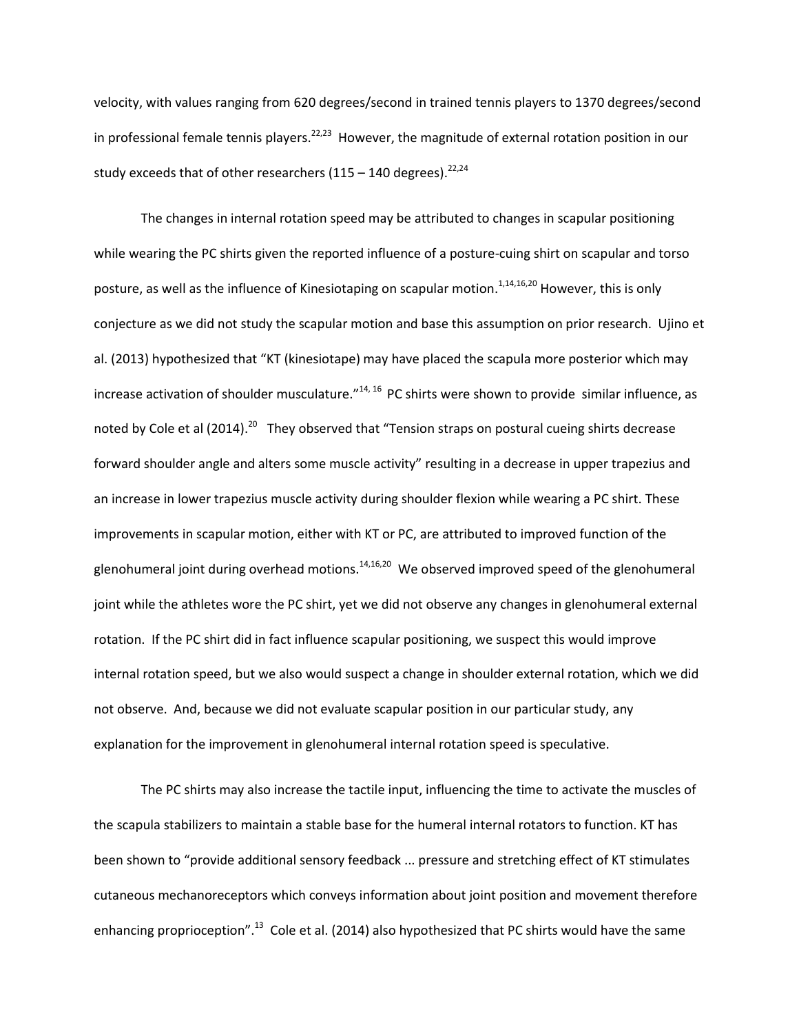velocity, with values ranging from 620 degrees/second in trained tennis players to 1370 degrees/second in professional female tennis players.[22,23] However, the magnitude of external rotation position in our study exceeds that of other researchers (115 – 140 degrees).[22,24]

The changes in internal rotation speed may be attributed to changes in scapular positioning while wearing the PC shirts given the reported influence of a posture-cuing shirt on scapular and torso posture, as well as the influence of Kinesiotaping on scapular motion.[1,14,16,20] However, this is only conjecture as we did not study the scapular motion and base this assumption on prior research. Ujino et al. (2013) hypothesized that "KT (kinesiotape) may have placed the scapula more posterior which may increase activation of shoulder musculature."[14, 16] PC shirts were shown to provide similar influence, as noted by Cole et al (2014).[20] They observed that "Tension straps on postural cueing shirts decrease forward shoulder angle and alters some muscle activity" resulting in a decrease in upper trapezius and an increase in lower trapezius muscle activity during shoulder flexion while wearing a PC shirt. These improvements in scapular motion, either with KT or PC, are attributed to improved function of the glenohumeral joint during overhead motions.[14,16,20] We observed improved speed of the glenohumeral joint while the athletes wore the PC shirt, yet we did not observe any changes in glenohumeral external rotation. If the PC shirt did in fact influence scapular positioning, we suspect this would improve internal rotation speed, but we also would suspect a change in shoulder external rotation, which we did not observe. And, because we did not evaluate scapular position in our particular study, any explanation for the improvement in glenohumeral internal rotation speed is speculative.

The PC shirts may also increase the tactile input, influencing the time to activate the muscles of the scapula stabilizers to maintain a stable base for the humeral internal rotators to function. KT has been shown to "provide additional sensory feedback ... pressure and stretching effect of KT stimulates cutaneous mechanoreceptors which conveys information about joint position and movement therefore enhancing proprioception".[13] Cole et al. (2014) also hypothesized that PC shirts would have the same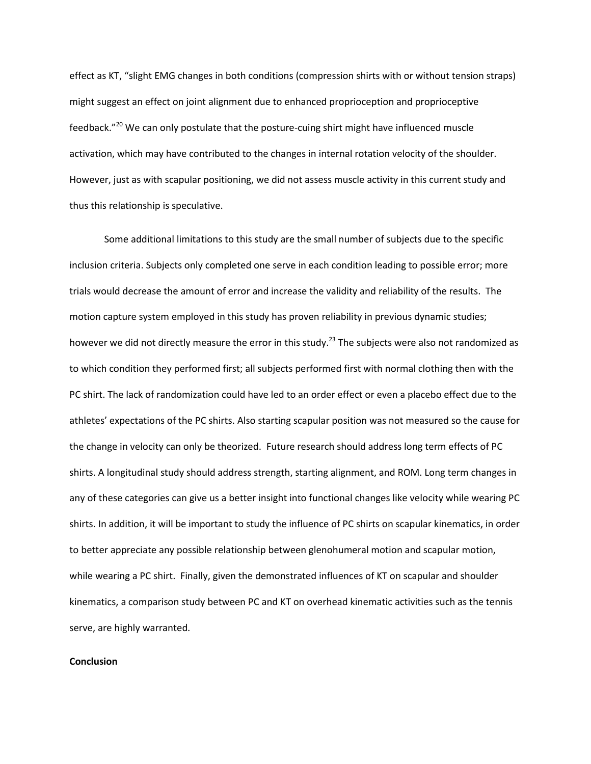effect as KT, "slight EMG changes in both conditions (compression shirts with or without tension straps) might suggest an effect on joint alignment due to enhanced proprioception and proprioceptive feedback."[20] We can only postulate that the posture-cuing shirt might have influenced muscle activation, which may have contributed to the changes in internal rotation velocity of the shoulder. However, just as with scapular positioning, we did not assess muscle activity in this current study and thus this relationship is speculative.

Some additional limitations to this study are the small number of subjects due to the specific inclusion criteria. Subjects only completed one serve in each condition leading to possible error; more trials would decrease the amount of error and increase the validity and reliability of the results. The motion capture system employed in this study has proven reliability in previous dynamic studies; however we did not directly measure the error in this study.[23] The subjects were also not randomized as to which condition they performed first; all subjects performed first with normal clothing then with the PC shirt. The lack of randomization could have led to an order effect or even a placebo effect due to the athletes' expectations of the PC shirts. Also starting scapular position was not measured so the cause for the change in velocity can only be theorized. Future research should address long term effects of PC shirts. A longitudinal study should address strength, starting alignment, and ROM. Long term changes in any of these categories can give us a better insight into functional changes like velocity while wearing PC shirts. In addition, it will be important to study the influence of PC shirts on scapular kinematics, in order to better appreciate any possible relationship between glenohumeral motion and scapular motion, while wearing a PC shirt. Finally, given the demonstrated influences of KT on scapular and shoulder kinematics, a comparison study between PC and KT on overhead kinematic activities such as the tennis serve, are highly warranted.

**Conclusion**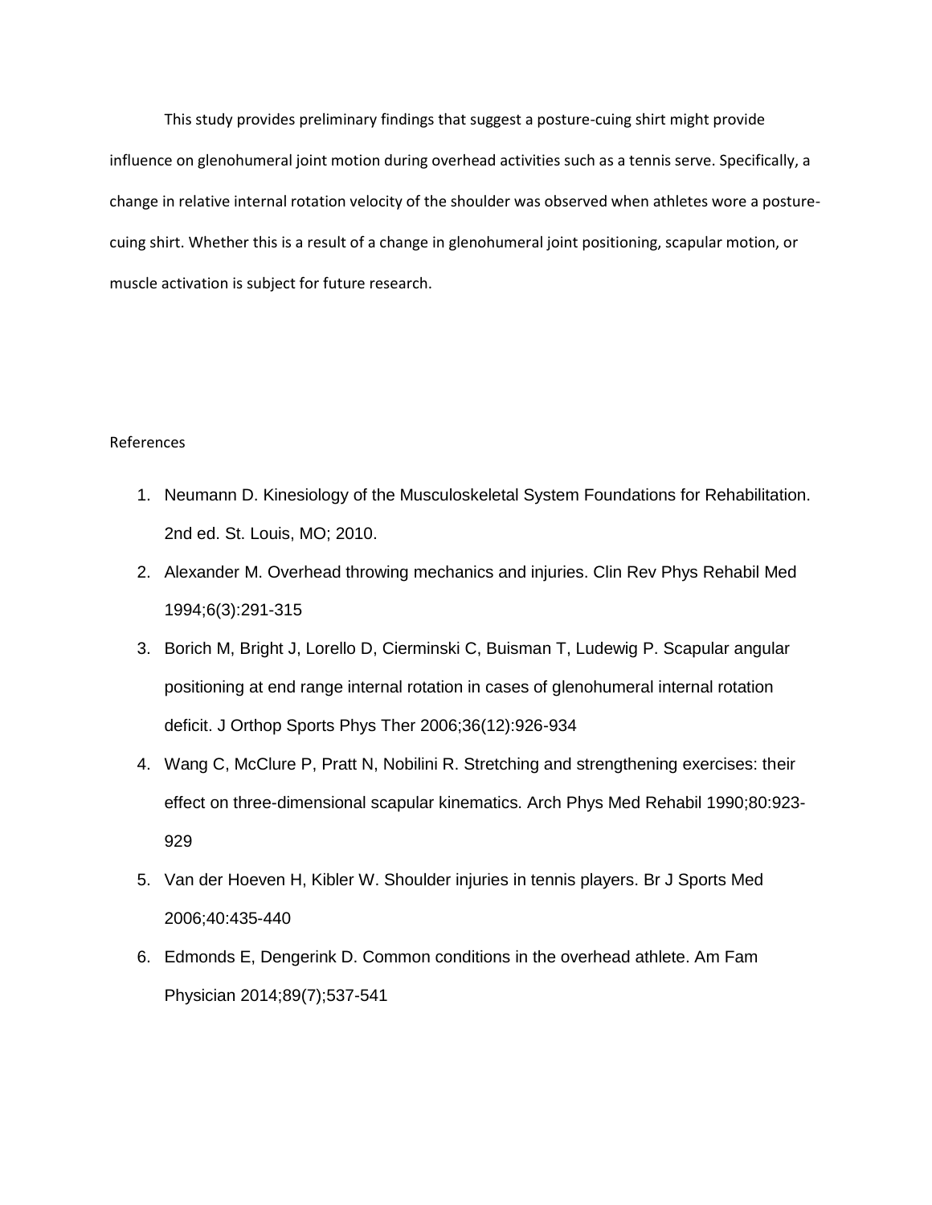This study provides preliminary findings that suggest a posture-cuing shirt might provide influence on glenohumeral joint motion during overhead activities such as a tennis serve. Specifically, a change in relative internal rotation velocity of the shoulder was observed when athletes wore a posture-cuing shirt. Whether this is a result of a change in glenohumeral joint positioning, scapular motion, or muscle activation is subject for future research.

References

1. Neumann D. Kinesiology of the Musculoskeletal System Foundations for Rehabilitation. 2nd ed. St. Louis, MO; 2010.
2. Alexander M. Overhead throwing mechanics and injuries. Clin Rev Phys Rehabil Med 1994;6(3):291-315
3. Borich M, Bright J, Lorello D, Cierminski C, Buisman T, Ludewig P. Scapular angular positioning at end range internal rotation in cases of glenohumeral internal rotation deficit. J Orthop Sports Phys Ther 2006;36(12):926-934
4. Wang C, McClure P, Pratt N, Nobilini R. Stretching and strengthening exercises: their effect on three-dimensional scapular kinematics. Arch Phys Med Rehabil 1990;80:923-929
5. Van der Hoeven H, Kibler W. Shoulder injuries in tennis players. Br J Sports Med 2006;40:435-440
6. Edmonds E, Dengerink D. Common conditions in the overhead athlete. Am Fam Physician 2014;89(7);537-541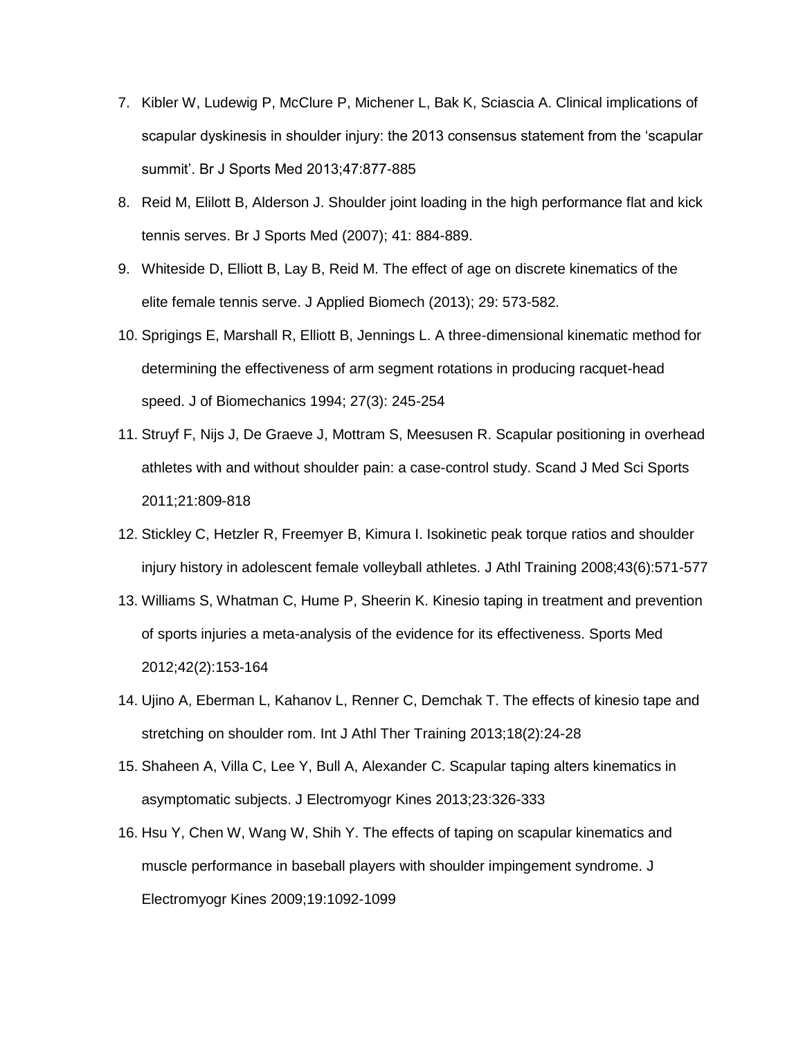7. Kibler W, Ludewig P, McClure P, Michener L, Bak K, Sciascia A. Clinical implications of scapular dyskinesis in shoulder injury: the 2013 consensus statement from the 'scapular summit'. Br J Sports Med 2013;47:877-885
8. Reid M, Elilott B, Alderson J. Shoulder joint loading in the high performance flat and kick tennis serves. Br J Sports Med (2007); 41: 884-889.
9. Whiteside D, Elliott B, Lay B, Reid M. The effect of age on discrete kinematics of the elite female tennis serve. J Applied Biomech (2013); 29: 573-582.
10. Sprigings E, Marshall R, Elliott B, Jennings L. A three-dimensional kinematic method for determining the effectiveness of arm segment rotations in producing racquet-head speed. J of Biomechanics 1994; 27(3): 245-254
11. Struyf F, Nijs J, De Graeve J, Mottram S, Meesusen R. Scapular positioning in overhead athletes with and without shoulder pain: a case-control study. Scand J Med Sci Sports 2011;21:809-818
12. Stickley C, Hetzler R, Freemyer B, Kimura I. Isokinetic peak torque ratios and shoulder injury history in adolescent female volleyball athletes. J Athl Training 2008;43(6):571-577
13. Williams S, Whatman C, Hume P, Sheerin K. Kinesio taping in treatment and prevention of sports injuries a meta-analysis of the evidence for its effectiveness. Sports Med 2012;42(2):153-164
14. Ujino A, Eberman L, Kahanov L, Renner C, Demchak T. The effects of kinesio tape and stretching on shoulder rom. Int J Athl Ther Training 2013;18(2):24-28
15. Shaheen A, Villa C, Lee Y, Bull A, Alexander C. Scapular taping alters kinematics in asymptomatic subjects. J Electromyogr Kines 2013;23:326-333
16. Hsu Y, Chen W, Wang W, Shih Y. The effects of taping on scapular kinematics and muscle performance in baseball players with shoulder impingement syndrome. J Electromyogr Kines 2009;19:1092-1099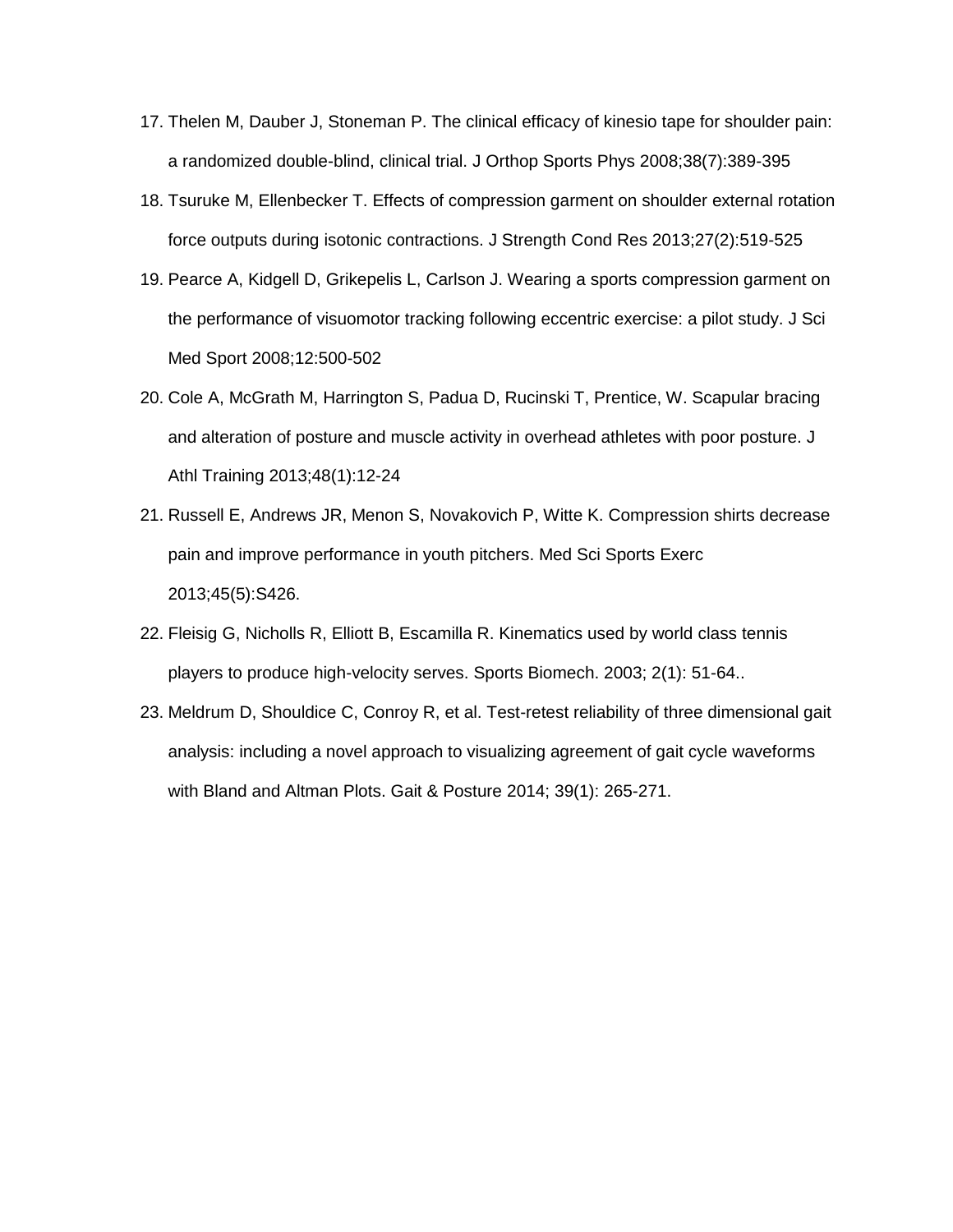17. Thelen M, Dauber J, Stoneman P. The clinical efficacy of kinesio tape for shoulder pain: a randomized double-blind, clinical trial. J Orthop Sports Phys 2008;38(7):389-395
18. Tsuruke M, Ellenbecker T. Effects of compression garment on shoulder external rotation force outputs during isotonic contractions. J Strength Cond Res 2013;27(2):519-525
19. Pearce A, Kidgell D, Grikepelis L, Carlson J. Wearing a sports compression garment on the performance of visuomotor tracking following eccentric exercise: a pilot study. J Sci Med Sport 2008;12:500-502
20. Cole A, McGrath M, Harrington S, Padua D, Rucinski T, Prentice, W. Scapular bracing and alteration of posture and muscle activity in overhead athletes with poor posture. J Athl Training 2013;48(1):12-24
21. Russell E, Andrews JR, Menon S, Novakovich P, Witte K. Compression shirts decrease pain and improve performance in youth pitchers. Med Sci Sports Exerc 2013;45(5):S426.
22. Fleisig G, Nicholls R, Elliott B, Escamilla R. Kinematics used by world class tennis players to produce high-velocity serves. Sports Biomech. 2003; 2(1): 51-64..
23. Meldrum D, Shouldice C, Conroy R, et al. Test-retest reliability of three dimensional gait analysis: including a novel approach to visualizing agreement of gait cycle waveforms with Bland and Altman Plots. Gait & Posture 2014; 39(1): 265-271.